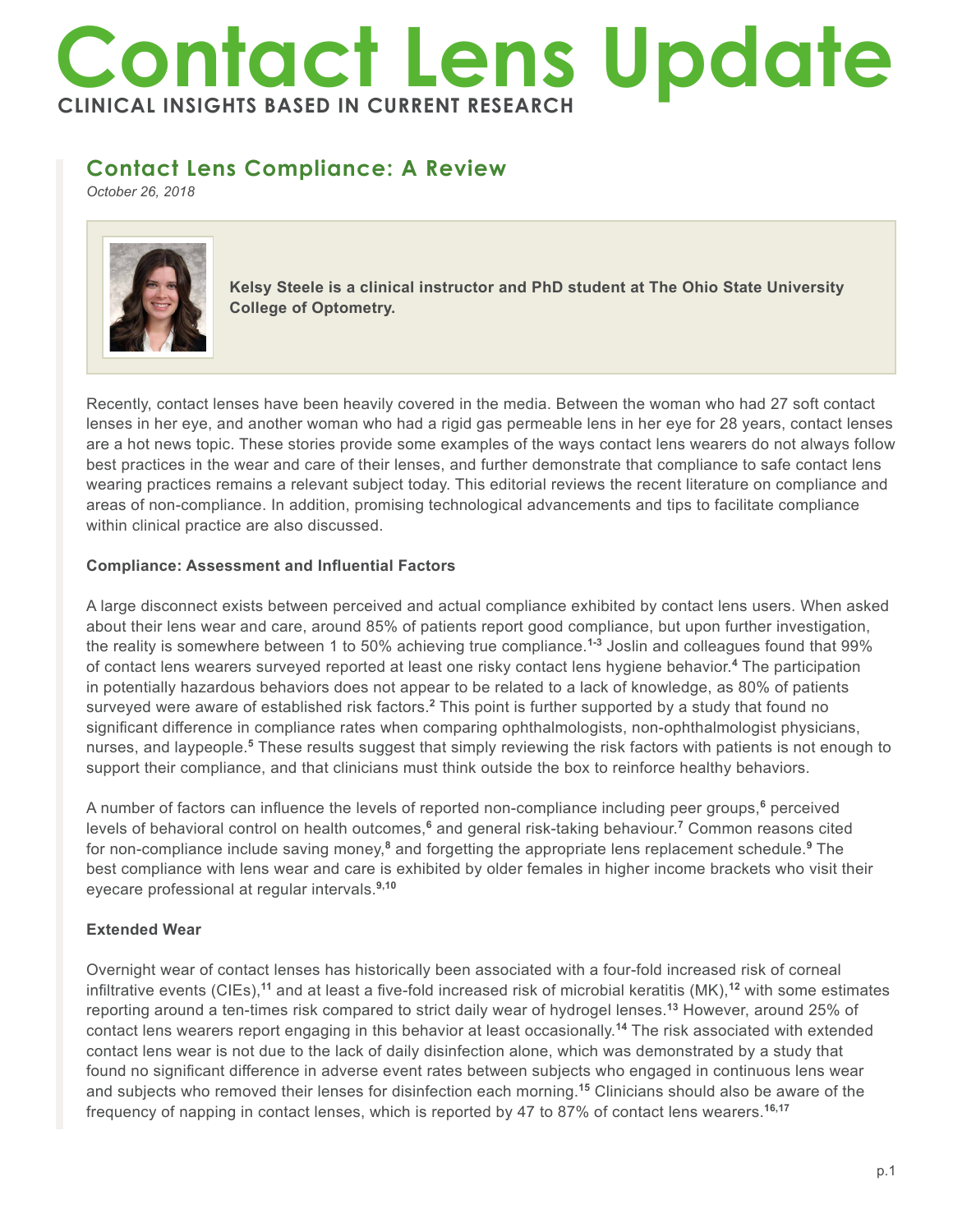# Contact Lens Update

**CLINICAL INSIGHTS BASED IN CURRENT RESEARCH**

## Contact Lens Compliance: A Review

*October 26, 2018*

**Kelsy Steele is a clinical instructor and PhD student at The Ohio State University College of Optometry.**

Recently, contact lenses have been heavily covered in the media. Between the woman who had 27 soft contact lenses in her eye, and another woman who had a rigid gas permeable lens in her eye for 28 years, contact lenses are a hot news topic. These stories provide some examples of the ways contact lens wearers do not always follow best practices in the wear and care of their lenses, and further demonstrate that compliance to safe contact lens wearing practices remains a relevant subject today. This editorial reviews the recent literature on compliance and areas of non-compliance. In addition, promising technological advancements and tips to facilitate compliance within clinical practice are also discussed.

**Compliance: Assessment and Influential Factors**

A large disconnect exists between perceived and actual compliance exhibited by contact lens users. When asked about their lens wear and care, around 85% of patients report good compliance, but upon further investigation, the reality is somewhere between 1 to 50% achieving true compliance.[1-3] Joslin and colleagues found that 99% of contact lens wearers surveyed reported at least one risky contact lens hygiene behavior.[4] The participation in potentially hazardous behaviors does not appear to be related to a lack of knowledge, as 80% of patients surveyed were aware of established risk factors.[2] This point is further supported by a study that found no significant difference in compliance rates when comparing ophthalmologists, non-ophthalmologist physicians, nurses, and laypeople.[5] These results suggest that simply reviewing the risk factors with patients is not enough to support their compliance, and that clinicians must think outside the box to reinforce healthy behaviors.

A number of factors can influence the levels of reported non-compliance including peer groups,[6] perceived levels of behavioral control on health outcomes,[6] and general risk-taking behaviour.[7] Common reasons cited for non-compliance include saving money,[8] and forgetting the appropriate lens replacement schedule.[9] The best compliance with lens wear and care is exhibited by older females in higher income brackets who visit their eyecare professional at regular intervals.[9,10]

**Extended Wear**

Overnight wear of contact lenses has historically been associated with a four-fold increased risk of corneal infiltrative events (CIEs),[11] and at least a five-fold increased risk of microbial keratitis (MK),[12] with some estimates reporting around a ten-times risk compared to strict daily wear of hydrogel lenses.[13] However, around 25% of contact lens wearers report engaging in this behavior at least occasionally.[14] The risk associated with extended contact lens wear is not due to the lack of daily disinfection alone, which was demonstrated by a study that found no significant difference in adverse event rates between subjects who engaged in continuous lens wear and subjects who removed their lenses for disinfection each morning.[15] Clinicians should also be aware of the frequency of napping in contact lenses, which is reported by 47 to 87% of contact lens wearers.[16,17]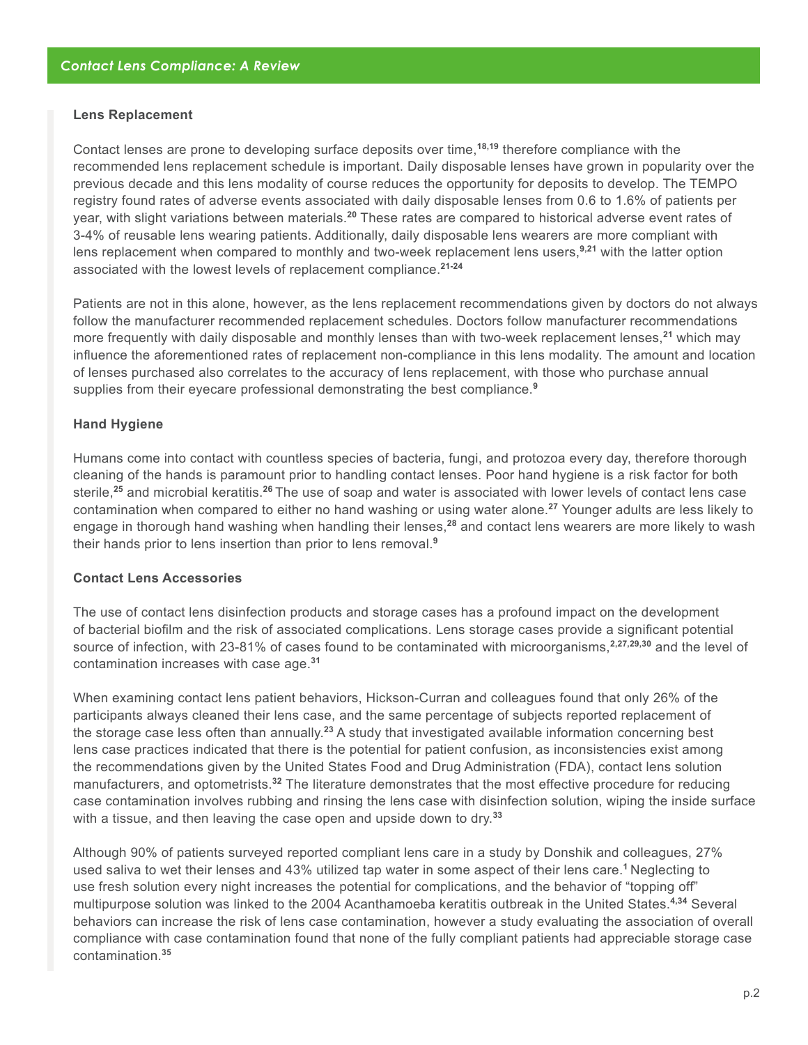## Lens Replacement

Contact lenses are prone to developing surface deposits over time,[18,19] therefore compliance with the recommended lens replacement schedule is important. Daily disposable lenses have grown in popularity over the previous decade and this lens modality of course reduces the opportunity for deposits to develop. The TEMPO registry found rates of adverse events associated with daily disposable lenses from 0.6 to 1.6% of patients per year, with slight variations between materials.[20] These rates are compared to historical adverse event rates of 3-4% of reusable lens wearing patients. Additionally, daily disposable lens wearers are more compliant with lens replacement when compared to monthly and two-week replacement lens users,[9,21] with the latter option associated with the lowest levels of replacement compliance.[21-24]

Patients are not in this alone, however, as the lens replacement recommendations given by doctors do not always follow the manufacturer recommended replacement schedules. Doctors follow manufacturer recommendations more frequently with daily disposable and monthly lenses than with two-week replacement lenses,[21] which may influence the aforementioned rates of replacement non-compliance in this lens modality. The amount and location of lenses purchased also correlates to the accuracy of lens replacement, with those who purchase annual supplies from their eyecare professional demonstrating the best compliance.[9]

## Hand Hygiene

Humans come into contact with countless species of bacteria, fungi, and protozoa every day, therefore thorough cleaning of the hands is paramount prior to handling contact lenses. Poor hand hygiene is a risk factor for both sterile,[25] and microbial keratitis.[26] The use of soap and water is associated with lower levels of contact lens case contamination when compared to either no hand washing or using water alone.[27] Younger adults are less likely to engage in thorough hand washing when handling their lenses,[28] and contact lens wearers are more likely to wash their hands prior to lens insertion than prior to lens removal.[9]

## Contact Lens Accessories

The use of contact lens disinfection products and storage cases has a profound impact on the development of bacterial biofilm and the risk of associated complications. Lens storage cases provide a significant potential source of infection, with 23-81% of cases found to be contaminated with microorganisms,[2,27,29,30] and the level of contamination increases with case age.[31]

When examining contact lens patient behaviors, Hickson-Curran and colleagues found that only 26% of the participants always cleaned their lens case, and the same percentage of subjects reported replacement of the storage case less often than annually.[23] A study that investigated available information concerning best lens case practices indicated that there is the potential for patient confusion, as inconsistencies exist among the recommendations given by the United States Food and Drug Administration (FDA), contact lens solution manufacturers, and optometrists.[32] The literature demonstrates that the most effective procedure for reducing case contamination involves rubbing and rinsing the lens case with disinfection solution, wiping the inside surface with a tissue, and then leaving the case open and upside down to dry.[33]

Although 90% of patients surveyed reported compliant lens care in a study by Donshik and colleagues, 27% used saliva to wet their lenses and 43% utilized tap water in some aspect of their lens care.[1] Neglecting to use fresh solution every night increases the potential for complications, and the behavior of "topping off" multipurpose solution was linked to the 2004 Acanthamoeba keratitis outbreak in the United States.[4,34] Several behaviors can increase the risk of lens case contamination, however a study evaluating the association of overall compliance with case contamination found that none of the fully compliant patients had appreciable storage case contamination.[35]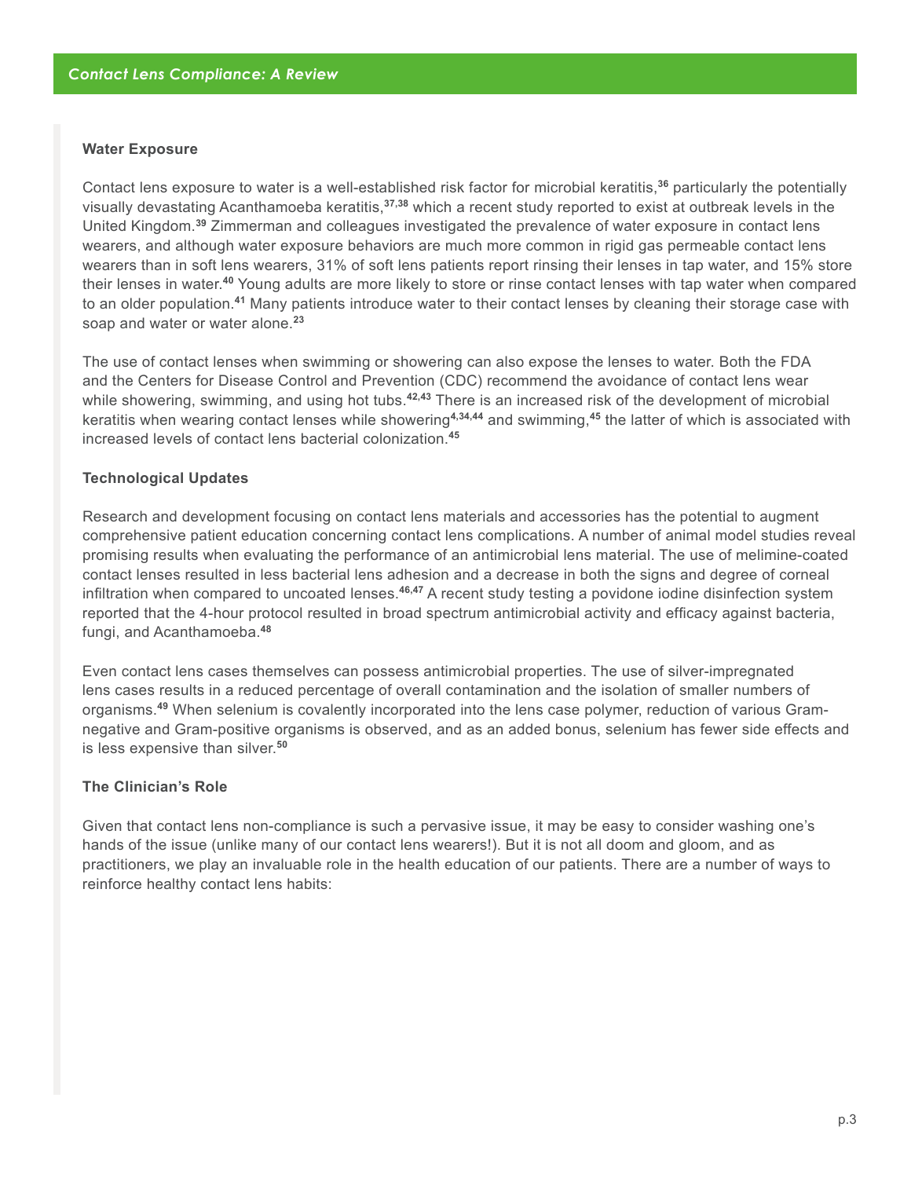### Water Exposure

Contact lens exposure to water is a well-established risk factor for microbial keratitis,[36] particularly the potentially visually devastating Acanthamoeba keratitis,[37,38] which a recent study reported to exist at outbreak levels in the United Kingdom.[39] Zimmerman and colleagues investigated the prevalence of water exposure in contact lens wearers, and although water exposure behaviors are much more common in rigid gas permeable contact lens wearers than in soft lens wearers, 31% of soft lens patients report rinsing their lenses in tap water, and 15% store their lenses in water.[40] Young adults are more likely to store or rinse contact lenses with tap water when compared to an older population.[41] Many patients introduce water to their contact lenses by cleaning their storage case with soap and water or water alone.[23]

The use of contact lenses when swimming or showering can also expose the lenses to water. Both the FDA and the Centers for Disease Control and Prevention (CDC) recommend the avoidance of contact lens wear while showering, swimming, and using hot tubs.[42,43] There is an increased risk of the development of microbial keratitis when wearing contact lenses while showering[4,34,44] and swimming,[45] the latter of which is associated with increased levels of contact lens bacterial colonization.[45]

### Technological Updates

Research and development focusing on contact lens materials and accessories has the potential to augment comprehensive patient education concerning contact lens complications. A number of animal model studies reveal promising results when evaluating the performance of an antimicrobial lens material. The use of melimine-coated contact lenses resulted in less bacterial lens adhesion and a decrease in both the signs and degree of corneal infiltration when compared to uncoated lenses.[46,47] A recent study testing a povidone iodine disinfection system reported that the 4-hour protocol resulted in broad spectrum antimicrobial activity and efficacy against bacteria, fungi, and Acanthamoeba.[48]

Even contact lens cases themselves can possess antimicrobial properties. The use of silver-impregnated lens cases results in a reduced percentage of overall contamination and the isolation of smaller numbers of organisms.[49] When selenium is covalently incorporated into the lens case polymer, reduction of various Gram-negative and Gram-positive organisms is observed, and as an added bonus, selenium has fewer side effects and is less expensive than silver.[50]

### The Clinician's Role

Given that contact lens non-compliance is such a pervasive issue, it may be easy to consider washing one's hands of the issue (unlike many of our contact lens wearers!). But it is not all doom and gloom, and as practitioners, we play an invaluable role in the health education of our patients. There are a number of ways to reinforce healthy contact lens habits: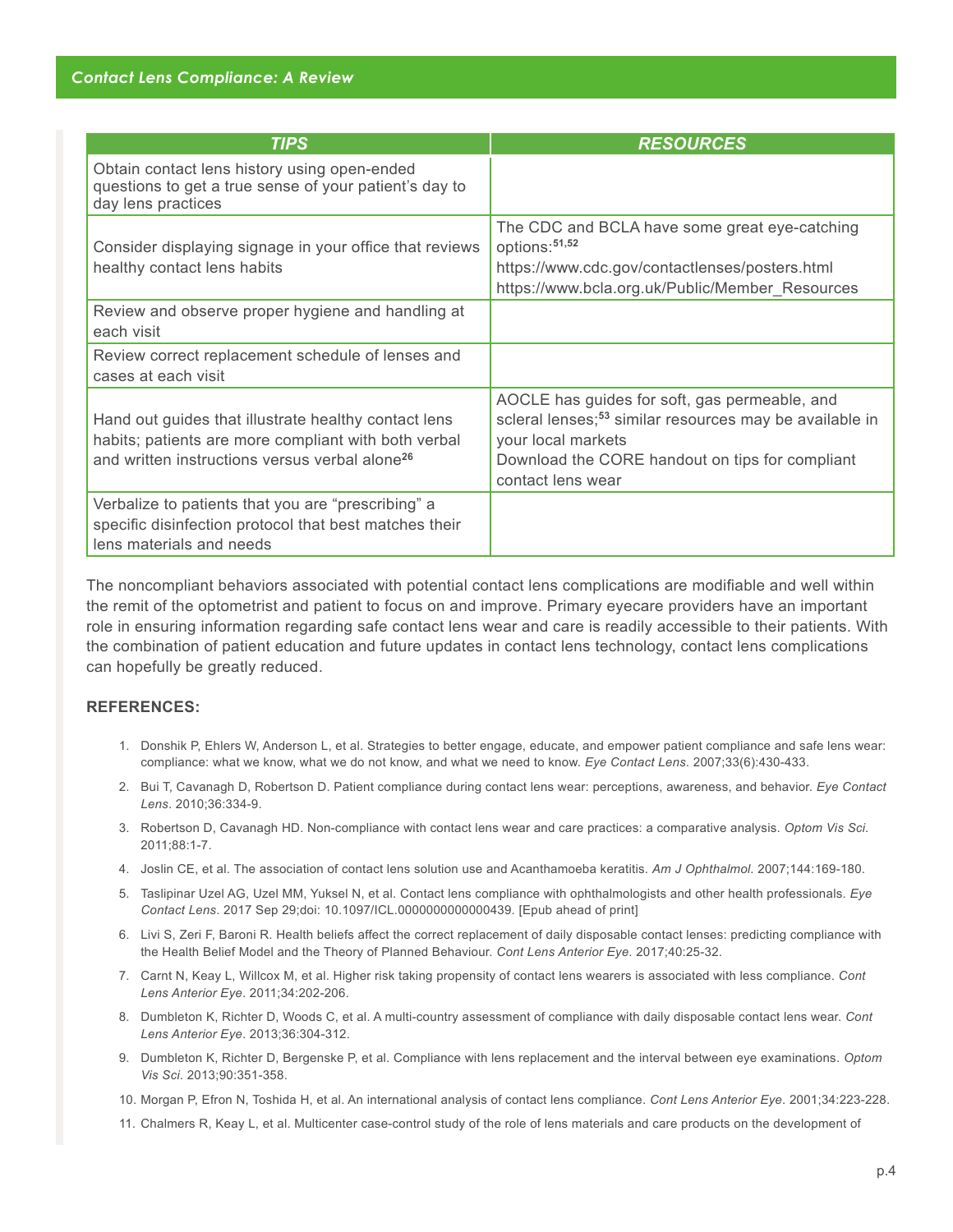| TIPS | RESOURCES |
| --- | --- |
| Obtain contact lens history using open-ended questions to get a true sense of your patient's day to day lens practices | |
| Consider displaying signage in your office that reviews healthy contact lens habits | The CDC and BCLA have some great eye-catching options:[51,52] https://www.cdc.gov/contactlenses/posters.html https://www.bcla.org.uk/Public/Member_Resources |
| Review and observe proper hygiene and handling at each visit | |
| Review correct replacement schedule of lenses and cases at each visit | |
| Hand out guides that illustrate healthy contact lens habits; patients are more compliant with both verbal and written instructions versus verbal alone[26] | AOCLE has guides for soft, gas permeable, and scleral lenses;[53] similar resources may be available in your local markets Download the CORE handout on tips for compliant contact lens wear |
| Verbalize to patients that you are "prescribing" a specific disinfection protocol that best matches their lens materials and needs | |

The noncompliant behaviors associated with potential contact lens complications are modifiable and well within the remit of the optometrist and patient to focus on and improve. Primary eyecare providers have an important role in ensuring information regarding safe contact lens wear and care is readily accessible to their patients. With the combination of patient education and future updates in contact lens technology, contact lens complications can hopefully be greatly reduced.

**REFERENCES:**

1. Donshik P, Ehlers W, Anderson L, et al. Strategies to better engage, educate, and empower patient compliance and safe lens wear: compliance: what we know, what we do not know, and what we need to know. *Eye Contact Lens*. 2007;33(6):430-433.
2. Bui T, Cavanagh D, Robertson D. Patient compliance during contact lens wear: perceptions, awareness, and behavior. *Eye Contact Lens*. 2010;36:334-9.
3. Robertson D, Cavanagh HD. Non-compliance with contact lens wear and care practices: a comparative analysis. *Optom Vis Sci.* 2011;88:1-7.
4. Joslin CE, et al. The association of contact lens solution use and Acanthamoeba keratitis. *Am J Ophthalmol*. 2007;144:169-180.
5. Taslipinar Uzel AG, Uzel MM, Yuksel N, et al. Contact lens compliance with ophthalmologists and other health professionals. *Eye Contact Lens*. 2017 Sep 29;doi: 10.1097/ICL.0000000000000439. [Epub ahead of print]
6. Livi S, Zeri F, Baroni R. Health beliefs affect the correct replacement of daily disposable contact lenses: predicting compliance with the Health Belief Model and the Theory of Planned Behaviour. *Cont Lens Anterior Eye*. 2017;40:25-32.
7. Carnt N, Keay L, Willcox M, et al. Higher risk taking propensity of contact lens wearers is associated with less compliance. *Cont Lens Anterior Eye*. 2011;34:202-206.
8. Dumbleton K, Richter D, Woods C, et al. A multi-country assessment of compliance with daily disposable contact lens wear. *Cont Lens Anterior Eye*. 2013;36:304-312.
9. Dumbleton K, Richter D, Bergenske P, et al. Compliance with lens replacement and the interval between eye examinations. *Optom Vis Sci*. 2013;90:351-358.
10. Morgan P, Efron N, Toshida H, et al. An international analysis of contact lens compliance. *Cont Lens Anterior Eye*. 2001;34:223-228.
11. Chalmers R, Keay L, et al. Multicenter case-control study of the role of lens materials and care products on the development of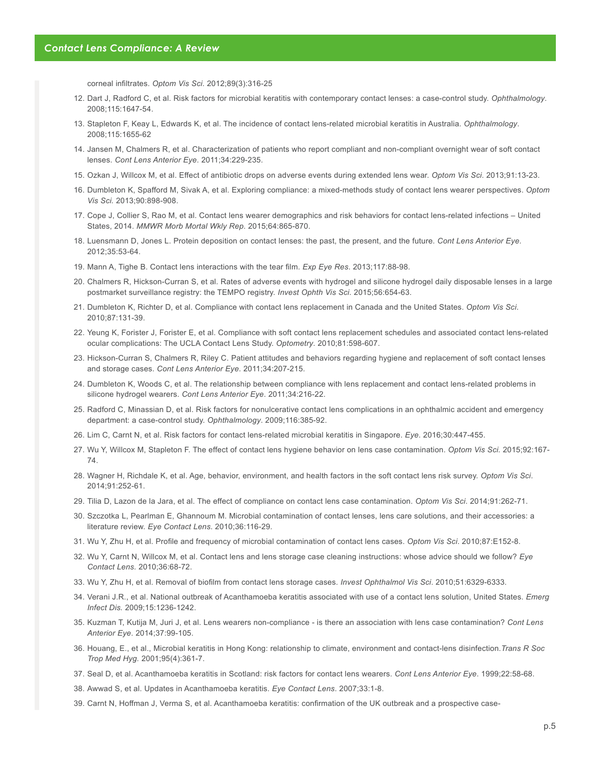corneal infiltrates. *Optom Vis Sci*. 2012;89(3):316-25

12. Dart J, Radford C, et al. Risk factors for microbial keratitis with contemporary contact lenses: a case-control study. *Ophthalmology*. 2008;115:1647-54.
13. Stapleton F, Keay L, Edwards K, et al. The incidence of contact lens-related microbial keratitis in Australia. *Ophthalmology*. 2008;115:1655-62
14. Jansen M, Chalmers R, et al. Characterization of patients who report compliant and non-compliant overnight wear of soft contact lenses. *Cont Lens Anterior Eye*. 2011;34:229-235.
15. Ozkan J, Willcox M, et al. Effect of antibiotic drops on adverse events during extended lens wear. *Optom Vis Sci*. 2013;91:13-23.
16. Dumbleton K, Spafford M, Sivak A, et al. Exploring compliance: a mixed-methods study of contact lens wearer perspectives. *Optom Vis Sci.* 2013;90:898-908.
17. Cope J, Collier S, Rao M, et al. Contact lens wearer demographics and risk behaviors for contact lens-related infections – United States, 2014. *MMWR Morb Mortal Wkly Rep*. 2015;64:865-870.
18. Luensmann D, Jones L. Protein deposition on contact lenses: the past, the present, and the future. *Cont Lens Anterior Eye*. 2012;35:53-64.
19. Mann A, Tighe B. Contact lens interactions with the tear film. *Exp Eye Res*. 2013;117:88-98.
20. Chalmers R, Hickson-Curran S, et al. Rates of adverse events with hydrogel and silicone hydrogel daily disposable lenses in a large postmarket surveillance registry: the TEMPO registry. *Invest Ophth Vis Sci.* 2015;56:654-63.
21. Dumbleton K, Richter D, et al. Compliance with contact lens replacement in Canada and the United States. *Optom Vis Sci*. 2010;87:131-39.
22. Yeung K, Forister J, Forister E, et al. Compliance with soft contact lens replacement schedules and associated contact lens-related ocular complications: The UCLA Contact Lens Study. *Optometry*. 2010;81:598-607.
23. Hickson-Curran S, Chalmers R, Riley C. Patient attitudes and behaviors regarding hygiene and replacement of soft contact lenses and storage cases. *Cont Lens Anterior Eye*. 2011;34:207-215.
24. Dumbleton K, Woods C, et al. The relationship between compliance with lens replacement and contact lens-related problems in silicone hydrogel wearers. *Cont Lens Anterior Eye*. 2011;34:216-22.
25. Radford C, Minassian D, et al. Risk factors for nonulcerative contact lens complications in an ophthalmic accident and emergency department: a case-control study. *Ophthalmology*. 2009;116:385-92.
26. Lim C, Carnt N, et al. Risk factors for contact lens-related microbial keratitis in Singapore. *Eye*. 2016;30:447-455.
27. Wu Y, Willcox M, Stapleton F. The effect of contact lens hygiene behavior on lens case contamination. *Optom Vis Sci.* 2015;92:167-74.
28. Wagner H, Richdale K, et al. Age, behavior, environment, and health factors in the soft contact lens risk survey. *Optom Vis Sci*. 2014;91:252-61.
29. Tilia D, Lazon de la Jara, et al. The effect of compliance on contact lens case contamination. *Optom Vis Sci*. 2014;91:262-71.
30. Szczotka L, Pearlman E, Ghannoum M. Microbial contamination of contact lenses, lens care solutions, and their accessories: a literature review. *Eye Contact Lens*. 2010;36:116-29.
31. Wu Y, Zhu H, et al. Profile and frequency of microbial contamination of contact lens cases. *Optom Vis Sci*. 2010;87:E152-8.
32. Wu Y, Carnt N, Willcox M, et al. Contact lens and lens storage case cleaning instructions: whose advice should we follow? *Eye Contact Lens*. 2010;36:68-72.
33. Wu Y, Zhu H, et al. Removal of biofilm from contact lens storage cases. *Invest Ophthalmol Vis Sci*. 2010;51:6329-6333.
34. Verani J.R., et al. National outbreak of Acanthamoeba keratitis associated with use of a contact lens solution, United States. *Emerg Infect Dis.* 2009;15:1236-1242.
35. Kuzman T, Kutija M, Juri J, et al. Lens wearers non-compliance - is there an association with lens case contamination? *Cont Lens Anterior Eye*. 2014;37:99-105.
36. Houang, E., et al., Microbial keratitis in Hong Kong: relationship to climate, environment and contact-lens disinfection. *Trans R Soc Trop Med Hyg.* 2001;95(4):361-7.
37. Seal D, et al. Acanthamoeba keratitis in Scotland: risk factors for contact lens wearers. *Cont Lens Anterior Eye*. 1999;22:58-68.
38. Awwad S, et al. Updates in Acanthamoeba keratitis. *Eye Contact Lens*. 2007;33:1-8.
39. Carnt N, Hoffman J, Verma S, et al. Acanthamoeba keratitis: confirmation of the UK outbreak and a prospective case-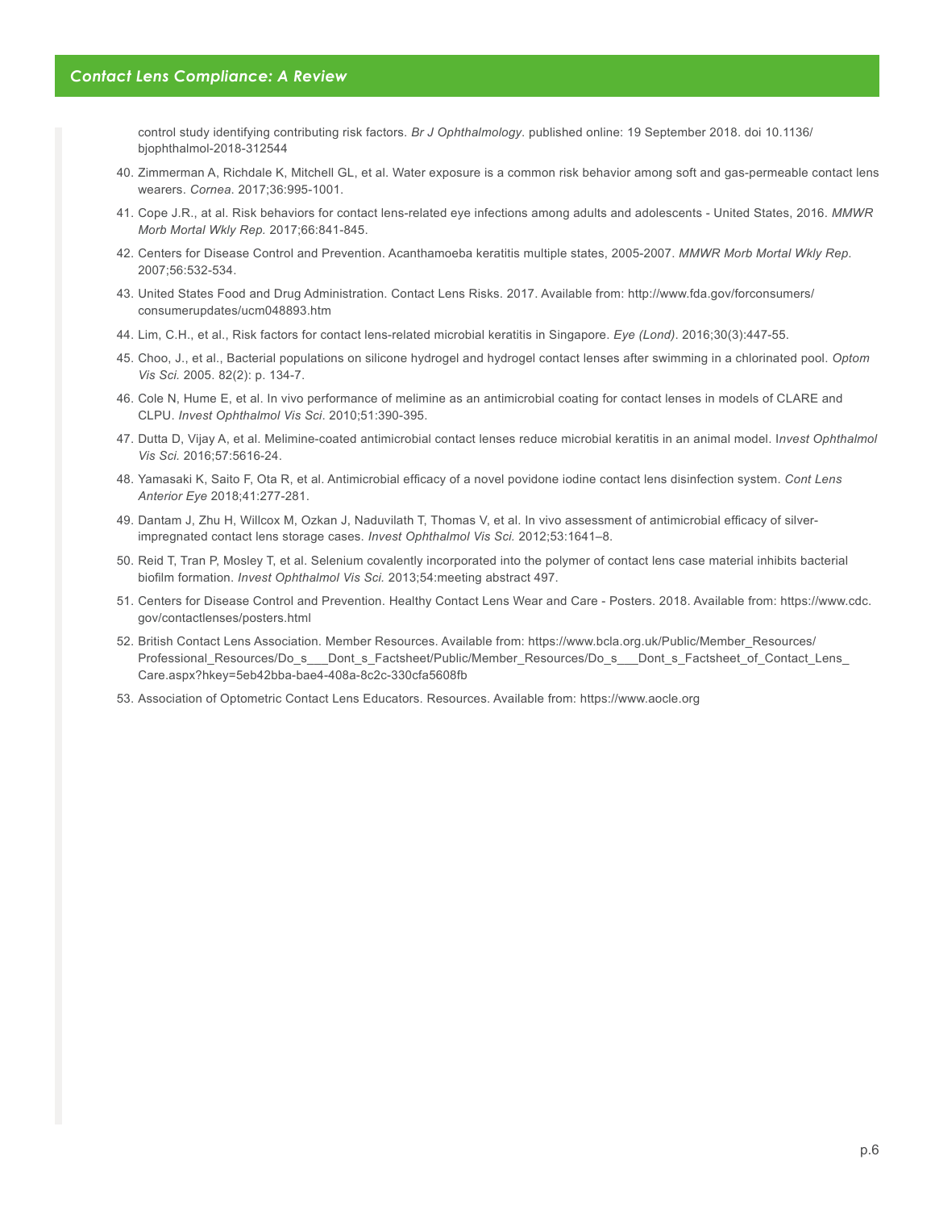control study identifying contributing risk factors. *Br J Ophthalmology*. published online: 19 September 2018. doi 10.1136/bjophthalmol-2018-312544

40. Zimmerman A, Richdale K, Mitchell GL, et al. Water exposure is a common risk behavior among soft and gas-permeable contact lens wearers. *Cornea*. 2017;36:995-1001.
41. Cope J.R., at al. Risk behaviors for contact lens-related eye infections among adults and adolescents - United States, 2016. *MMWR Morb Mortal Wkly Rep.* 2017;66:841-845.
42. Centers for Disease Control and Prevention. Acanthamoeba keratitis multiple states, 2005-2007. *MMWR Morb Mortal Wkly Rep*. 2007;56:532-534.
43. United States Food and Drug Administration. Contact Lens Risks. 2017. Available from: http://www.fda.gov/forconsumers/consumerupdates/ucm048893.htm
44. Lim, C.H., et al., Risk factors for contact lens-related microbial keratitis in Singapore. *Eye (Lond)*. 2016;30(3):447-55.
45. Choo, J., et al., Bacterial populations on silicone hydrogel and hydrogel contact lenses after swimming in a chlorinated pool. *Optom Vis Sci.* 2005. 82(2): p. 134-7.
46. Cole N, Hume E, et al. In vivo performance of melimine as an antimicrobial coating for contact lenses in models of CLARE and CLPU. *Invest Ophthalmol Vis Sci*. 2010;51:390-395.
47. Dutta D, Vijay A, et al. Melimine-coated antimicrobial contact lenses reduce microbial keratitis in an animal model. I*nvest Ophthalmol Vis Sci.* 2016;57:5616-24.
48. Yamasaki K, Saito F, Ota R, et al. Antimicrobial efficacy of a novel povidone iodine contact lens disinfection system. *Cont Lens Anterior Eye* 2018;41:277-281.
49. Dantam J, Zhu H, Willcox M, Ozkan J, Naduvilath T, Thomas V, et al. In vivo assessment of antimicrobial efficacy of silver-impregnated contact lens storage cases. *Invest Ophthalmol Vis Sci.* 2012;53:1641–8.
50. Reid T, Tran P, Mosley T, et al. Selenium covalently incorporated into the polymer of contact lens case material inhibits bacterial biofilm formation. *Invest Ophthalmol Vis Sci.* 2013;54:meeting abstract 497.
51. Centers for Disease Control and Prevention. Healthy Contact Lens Wear and Care - Posters. 2018. Available from: https://www.cdc.gov/contactlenses/posters.html
52. British Contact Lens Association. Member Resources. Available from: https://www.bcla.org.uk/Public/Member_Resources/Professional_Resources/Do_s___Dont_s_Factsheet/Public/Member_Resources/Do_s___Dont_s_Factsheet_of_Contact_Lens_Care.aspx?hkey=5eb42bba-bae4-408a-8c2c-330cfa5608fb
53. Association of Optometric Contact Lens Educators. Resources. Available from: https://www.aocle.org